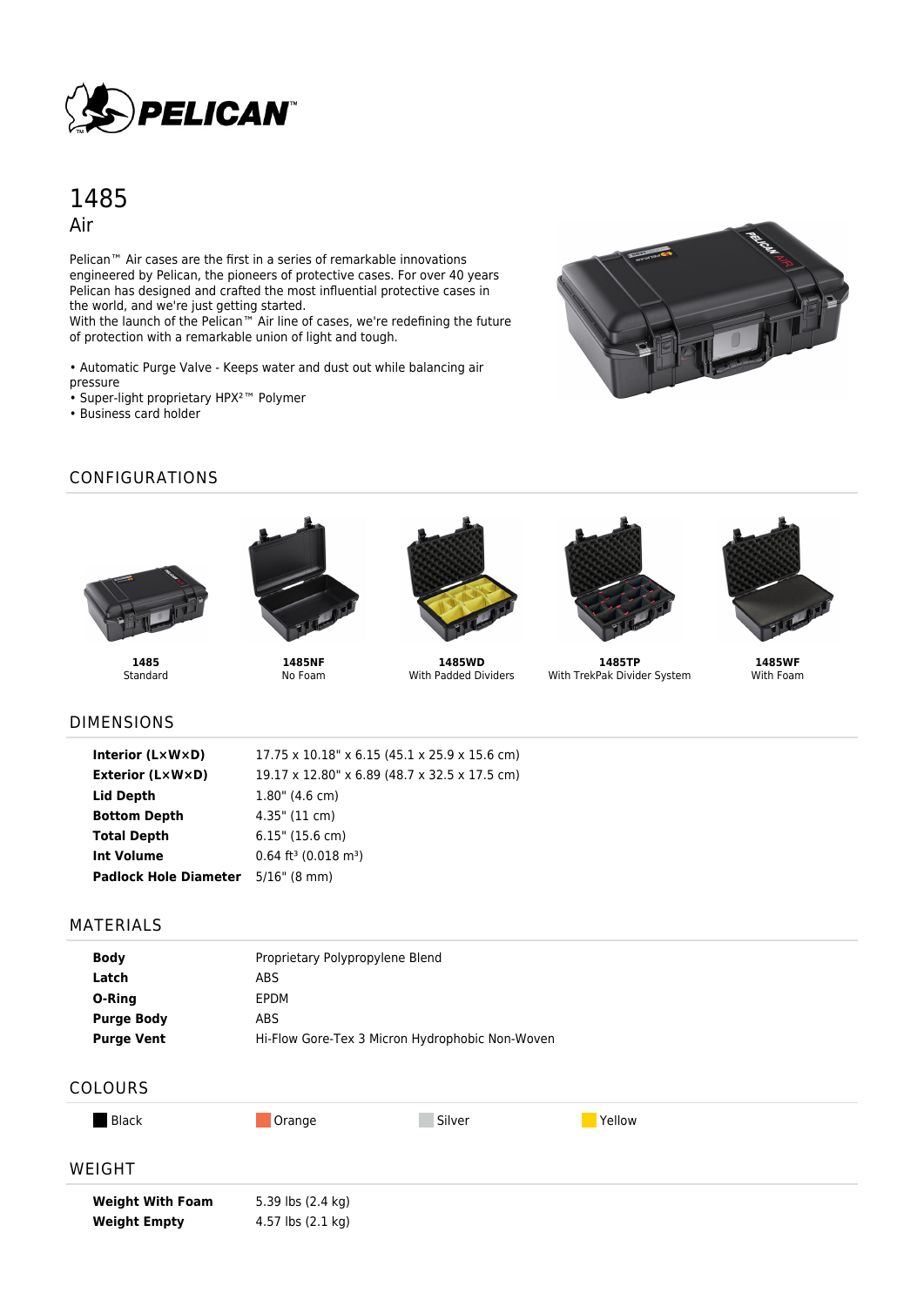PELICAN™

# 1485

## Air

Pelican™ Air cases are the first in a series of remarkable innovations engineered by Pelican, the pioneers of protective cases. For over 40 years Pelican has designed and crafted the most influential protective cases in the world, and we're just getting started.
With the launch of the Pelican™ Air line of cases, we're redefining the future of protection with a remarkable union of light and tough.

- Automatic Purge Valve - Keeps water and dust out while balancing air pressure
- Super-light proprietary HPX²™ Polymer
- Business card holder

## CONFIGURATIONS

**1485**
Standard

**1485NF**
No Foam

**1485WD**
With Padded Dividers

**1485TP**
With TrekPak Divider System

**1485WF**
With Foam

## DIMENSIONS

| | |
|---|---|
| **Interior (L×W×D)** | 17.75 x 10.18" x 6.15 (45.1 x 25.9 x 15.6 cm) |
| **Exterior (L×W×D)** | 19.17 x 12.80" x 6.89 (48.7 x 32.5 x 17.5 cm) |
| **Lid Depth** | 1.80" (4.6 cm) |
| **Bottom Depth** | 4.35" (11 cm) |
| **Total Depth** | 6.15" (15.6 cm) |
| **Int Volume** | 0.64 ft³ (0.018 m³) |
| **Padlock Hole Diameter** | 5/16" (8 mm) |

## MATERIALS

| | |
|---|---|
| **Body** | Proprietary Polypropylene Blend |
| **Latch** | ABS |
| **O-Ring** | EPDM |
| **Purge Body** | ABS |
| **Purge Vent** | Hi-Flow Gore-Tex 3 Micron Hydrophobic Non-Woven |

## COLOURS

Black | Orange | Silver | Yellow

## WEIGHT

| | |
|---|---|
| **Weight With Foam** | 5.39 lbs (2.4 kg) |
| **Weight Empty** | 4.57 lbs (2.1 kg) |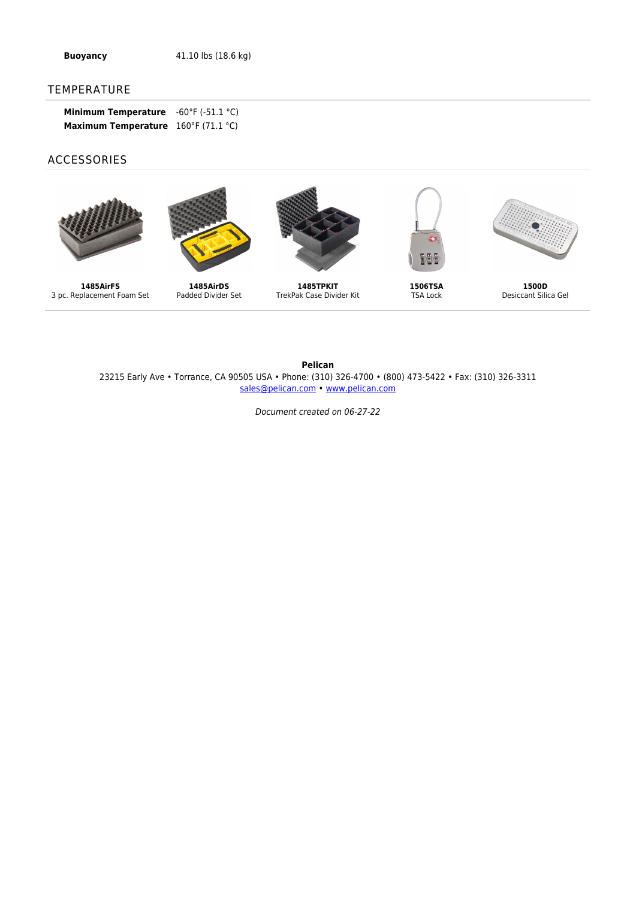| | |
|---|---|
| **Buoyancy** | 41.10 lbs (18.6 kg) |

## TEMPERATURE

| | |
|---|---|
| **Minimum Temperature** | -60°F (-51.1 °C) |
| **Maximum Temperature** | 160°F (71.1 °C) |

## ACCESSORIES

**1485AirFS**
3 pc. Replacement Foam Set

**1485AirDS**
Padded Divider Set

**1485TPKIT**
TrekPak Case Divider Kit

**1506TSA**
TSA Lock

**1500D**
Desiccant Silica Gel

**Pelican**
23215 Early Ave • Torrance, CA 90505 USA • Phone: (310) 326-4700 • (800) 473-5422 • Fax: (310) 326-3311
sales@pelican.com • www.pelican.com

*Document created on 06-27-22*